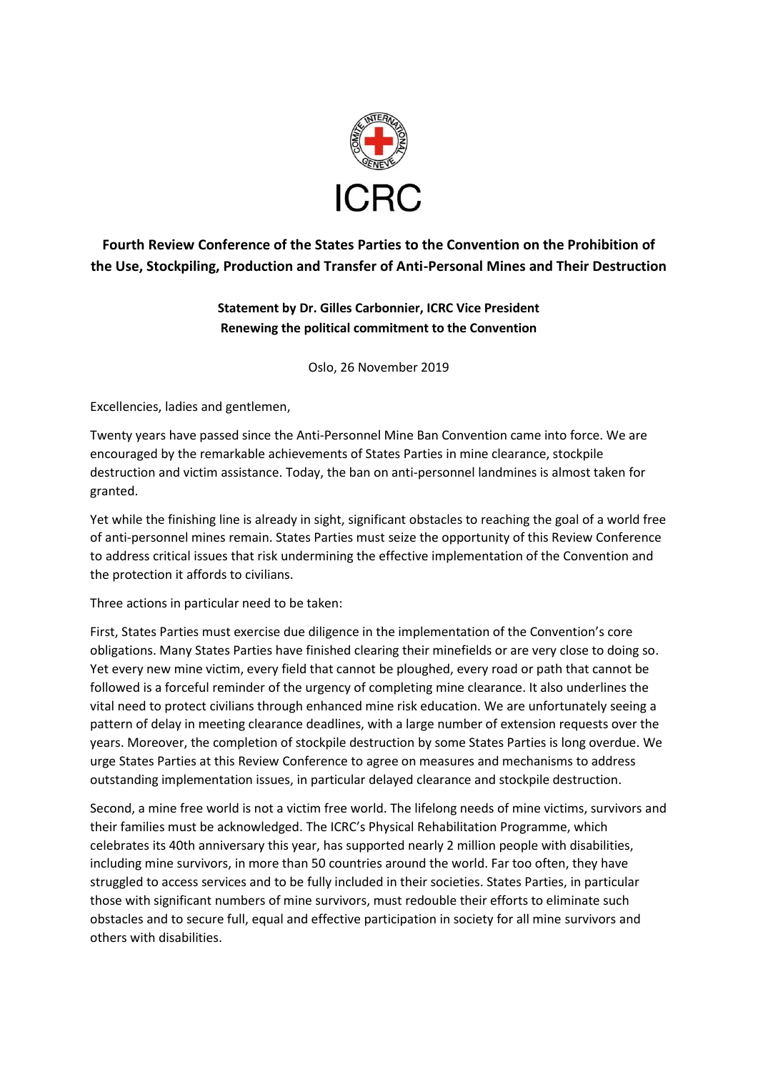ICRC

**Fourth Review Conference of the States Parties to the Convention on the Prohibition of the Use, Stockpiling, Production and Transfer of Anti-Personal Mines and Their Destruction**

**Statement by Dr. Gilles Carbonnier, ICRC Vice President**
**Renewing the political commitment to the Convention**

Oslo, 26 November 2019

Excellencies, ladies and gentlemen,

Twenty years have passed since the Anti-Personnel Mine Ban Convention came into force. We are encouraged by the remarkable achievements of States Parties in mine clearance, stockpile destruction and victim assistance. Today, the ban on anti-personnel landmines is almost taken for granted.

Yet while the finishing line is already in sight, significant obstacles to reaching the goal of a world free of anti-personnel mines remain. States Parties must seize the opportunity of this Review Conference to address critical issues that risk undermining the effective implementation of the Convention and the protection it affords to civilians.

Three actions in particular need to be taken:

First, States Parties must exercise due diligence in the implementation of the Convention's core obligations. Many States Parties have finished clearing their minefields or are very close to doing so. Yet every new mine victim, every field that cannot be ploughed, every road or path that cannot be followed is a forceful reminder of the urgency of completing mine clearance. It also underlines the vital need to protect civilians through enhanced mine risk education. We are unfortunately seeing a pattern of delay in meeting clearance deadlines, with a large number of extension requests over the years. Moreover, the completion of stockpile destruction by some States Parties is long overdue. We urge States Parties at this Review Conference to agree on measures and mechanisms to address outstanding implementation issues, in particular delayed clearance and stockpile destruction.

Second, a mine free world is not a victim free world. The lifelong needs of mine victims, survivors and their families must be acknowledged. The ICRC's Physical Rehabilitation Programme, which celebrates its 40th anniversary this year, has supported nearly 2 million people with disabilities, including mine survivors, in more than 50 countries around the world. Far too often, they have struggled to access services and to be fully included in their societies. States Parties, in particular those with significant numbers of mine survivors, must redouble their efforts to eliminate such obstacles and to secure full, equal and effective participation in society for all mine survivors and others with disabilities.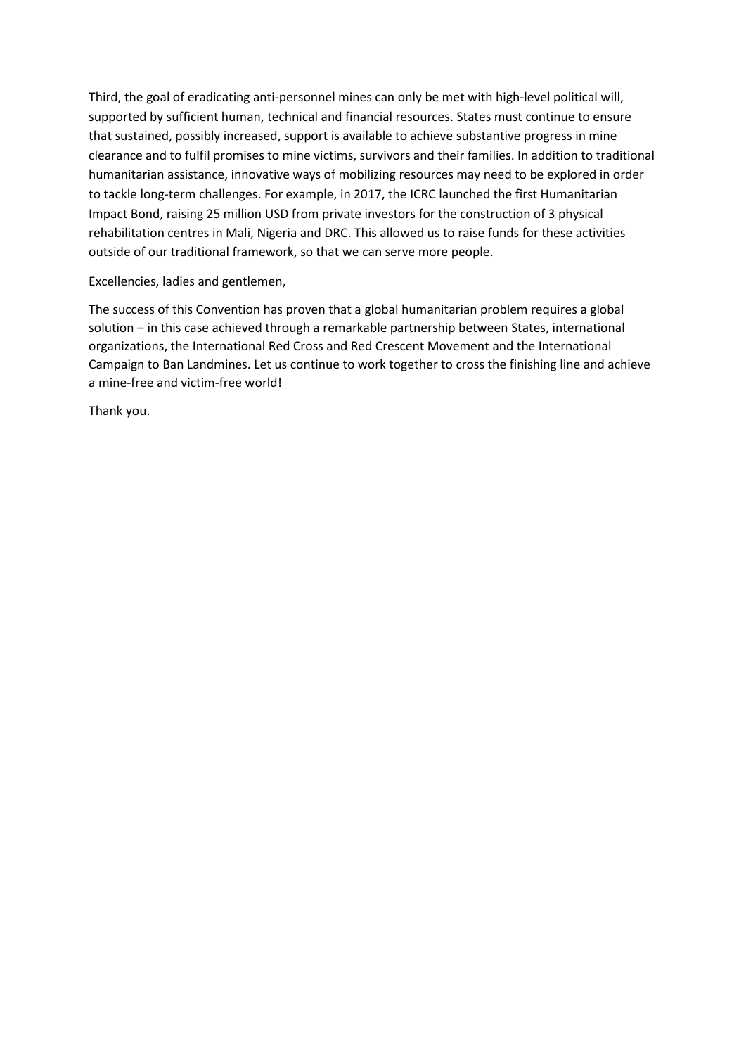Third, the goal of eradicating anti-personnel mines can only be met with high-level political will, supported by sufficient human, technical and financial resources. States must continue to ensure that sustained, possibly increased, support is available to achieve substantive progress in mine clearance and to fulfil promises to mine victims, survivors and their families. In addition to traditional humanitarian assistance, innovative ways of mobilizing resources may need to be explored in order to tackle long-term challenges. For example, in 2017, the ICRC launched the first Humanitarian Impact Bond, raising 25 million USD from private investors for the construction of 3 physical rehabilitation centres in Mali, Nigeria and DRC. This allowed us to raise funds for these activities outside of our traditional framework, so that we can serve more people.

Excellencies, ladies and gentlemen,

The success of this Convention has proven that a global humanitarian problem requires a global solution – in this case achieved through a remarkable partnership between States, international organizations, the International Red Cross and Red Crescent Movement and the International Campaign to Ban Landmines. Let us continue to work together to cross the finishing line and achieve a mine-free and victim-free world!

Thank you.